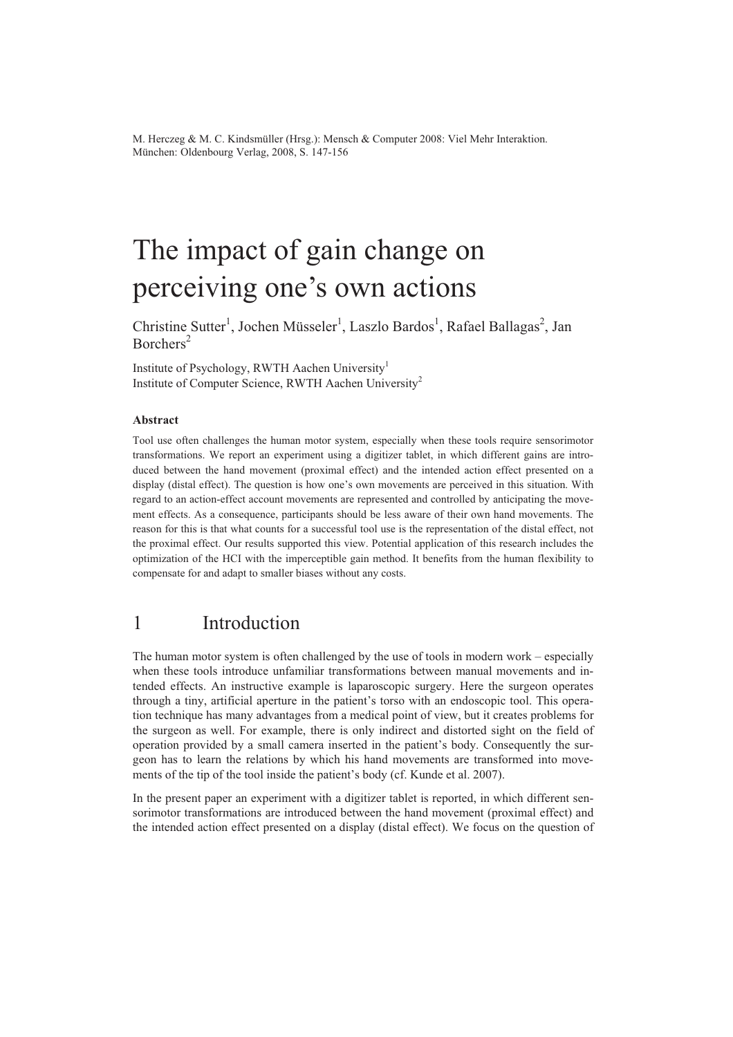M. Herczeg & M. C. Kindsmüller (Hrsg.): Mensch & Computer 2008: Viel Mehr Interaktion. München: Oldenbourg Verlag, 2008, S. 147-156

# The impact of gain change on perceiving one's own actions

Christine Sutter[1], Jochen Müsseler[1], Laszlo Bardos[1], Rafael Ballagas[2], Jan Borchers[2]

Institute of Psychology, RWTH Aachen University[1]
Institute of Computer Science, RWTH Aachen University[2]

### Abstract

Tool use often challenges the human motor system, especially when these tools require sensorimotor transformations. We report an experiment using a digitizer tablet, in which different gains are introduced between the hand movement (proximal effect) and the intended action effect presented on a display (distal effect). The question is how one's own movements are perceived in this situation. With regard to an action-effect account movements are represented and controlled by anticipating the movement effects. As a consequence, participants should be less aware of their own hand movements. The reason for this is that what counts for a successful tool use is the representation of the distal effect, not the proximal effect. Our results supported this view. Potential application of this research includes the optimization of the HCI with the imperceptible gain method. It benefits from the human flexibility to compensate for and adapt to smaller biases without any costs.

## 1 Introduction

The human motor system is often challenged by the use of tools in modern work – especially when these tools introduce unfamiliar transformations between manual movements and intended effects. An instructive example is laparoscopic surgery. Here the surgeon operates through a tiny, artificial aperture in the patient's torso with an endoscopic tool. This operation technique has many advantages from a medical point of view, but it creates problems for the surgeon as well. For example, there is only indirect and distorted sight on the field of operation provided by a small camera inserted in the patient's body. Consequently the surgeon has to learn the relations by which his hand movements are transformed into movements of the tip of the tool inside the patient's body (cf. Kunde et al. 2007).

In the present paper an experiment with a digitizer tablet is reported, in which different sensorimotor transformations are introduced between the hand movement (proximal effect) and the intended action effect presented on a display (distal effect). We focus on the question of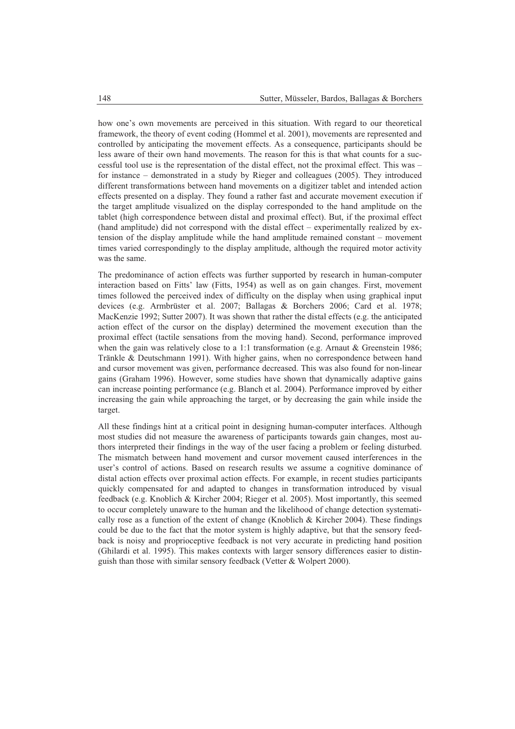how one's own movements are perceived in this situation. With regard to our theoretical framework, the theory of event coding (Hommel et al. 2001), movements are represented and controlled by anticipating the movement effects. As a consequence, participants should be less aware of their own hand movements. The reason for this is that what counts for a successful tool use is the representation of the distal effect, not the proximal effect. This was – for instance – demonstrated in a study by Rieger and colleagues (2005). They introduced different transformations between hand movements on a digitizer tablet and intended action effects presented on a display. They found a rather fast and accurate movement execution if the target amplitude visualized on the display corresponded to the hand amplitude on the tablet (high correspondence between distal and proximal effect). But, if the proximal effect (hand amplitude) did not correspond with the distal effect – experimentally realized by extension of the display amplitude while the hand amplitude remained constant – movement times varied correspondingly to the display amplitude, although the required motor activity was the same.

The predominance of action effects was further supported by research in human-computer interaction based on Fitts' law (Fitts, 1954) as well as on gain changes. First, movement times followed the perceived index of difficulty on the display when using graphical input devices (e.g. Armbrüster et al. 2007; Ballagas & Borchers 2006; Card et al. 1978; MacKenzie 1992; Sutter 2007). It was shown that rather the distal effects (e.g. the anticipated action effect of the cursor on the display) determined the movement execution than the proximal effect (tactile sensations from the moving hand). Second, performance improved when the gain was relatively close to a 1:1 transformation (e.g. Arnaut & Greenstein 1986; Tränkle & Deutschmann 1991). With higher gains, when no correspondence between hand and cursor movement was given, performance decreased. This was also found for non-linear gains (Graham 1996). However, some studies have shown that dynamically adaptive gains can increase pointing performance (e.g. Blanch et al. 2004). Performance improved by either increasing the gain while approaching the target, or by decreasing the gain while inside the target.

All these findings hint at a critical point in designing human-computer interfaces. Although most studies did not measure the awareness of participants towards gain changes, most authors interpreted their findings in the way of the user facing a problem or feeling disturbed. The mismatch between hand movement and cursor movement caused interferences in the user's control of actions. Based on research results we assume a cognitive dominance of distal action effects over proximal action effects. For example, in recent studies participants quickly compensated for and adapted to changes in transformation introduced by visual feedback (e.g. Knoblich & Kircher 2004; Rieger et al. 2005). Most importantly, this seemed to occur completely unaware to the human and the likelihood of change detection systematically rose as a function of the extent of change (Knoblich & Kircher 2004). These findings could be due to the fact that the motor system is highly adaptive, but that the sensory feedback is noisy and proprioceptive feedback is not very accurate in predicting hand position (Ghilardi et al. 1995). This makes contexts with larger sensory differences easier to distinguish than those with similar sensory feedback (Vetter & Wolpert 2000).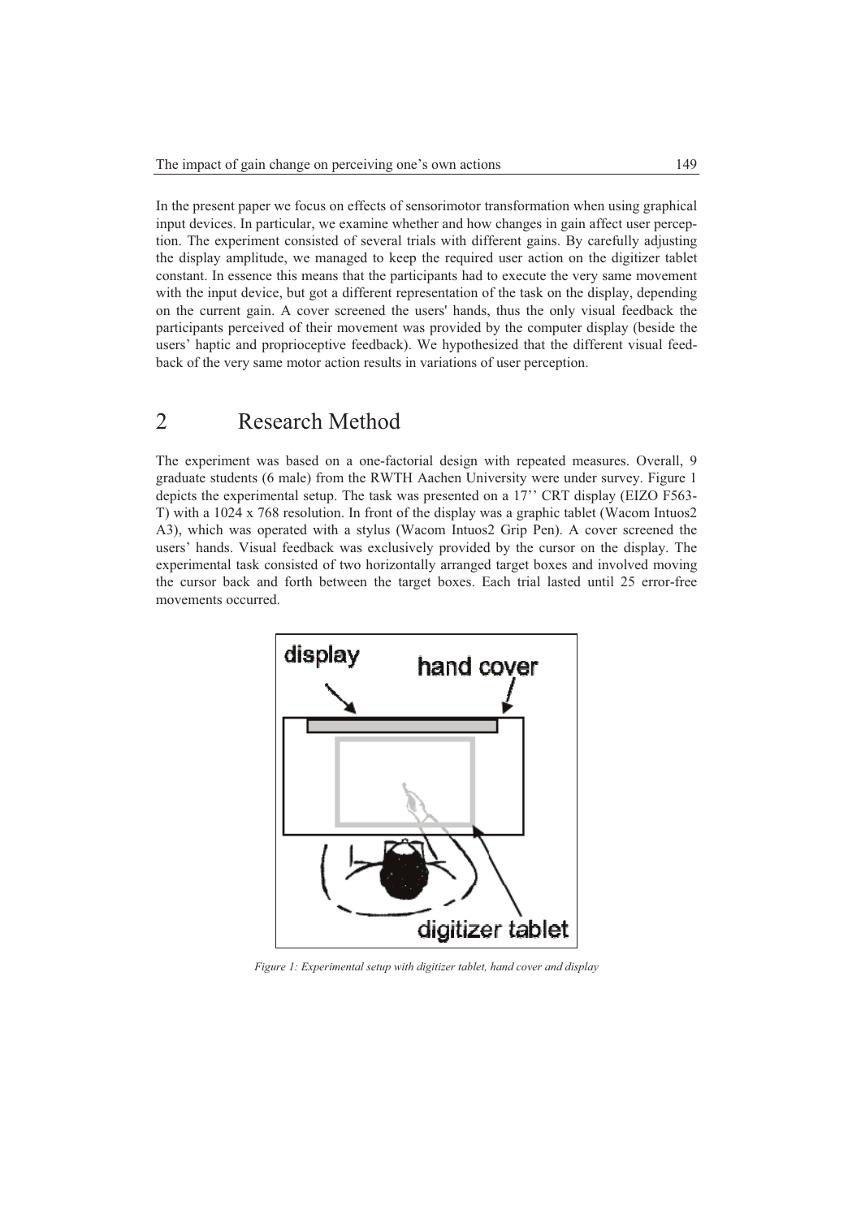In the present paper we focus on effects of sensorimotor transformation when using graphical input devices. In particular, we examine whether and how changes in gain affect user perception. The experiment consisted of several trials with different gains. By carefully adjusting the display amplitude, we managed to keep the required user action on the digitizer tablet constant. In essence this means that the participants had to execute the very same movement with the input device, but got a different representation of the task on the display, depending on the current gain. A cover screened the users' hands, thus the only visual feedback the participants perceived of their movement was provided by the computer display (beside the users' haptic and proprioceptive feedback). We hypothesized that the different visual feedback of the very same motor action results in variations of user perception.

# 2 Research Method

The experiment was based on a one-factorial design with repeated measures. Overall, 9 graduate students (6 male) from the RWTH Aachen University were under survey. Figure 1 depicts the experimental setup. The task was presented on a 17'' CRT display (EIZO F563-T) with a 1024 x 768 resolution. In front of the display was a graphic tablet (Wacom Intuos2 A3), which was operated with a stylus (Wacom Intuos2 Grip Pen). A cover screened the users' hands. Visual feedback was exclusively provided by the cursor on the display. The experimental task consisted of two horizontally arranged target boxes and involved moving the cursor back and forth between the target boxes. Each trial lasted until 25 error-free movements occurred.

*Figure 1: Experimental setup with digitizer tablet, hand cover and display*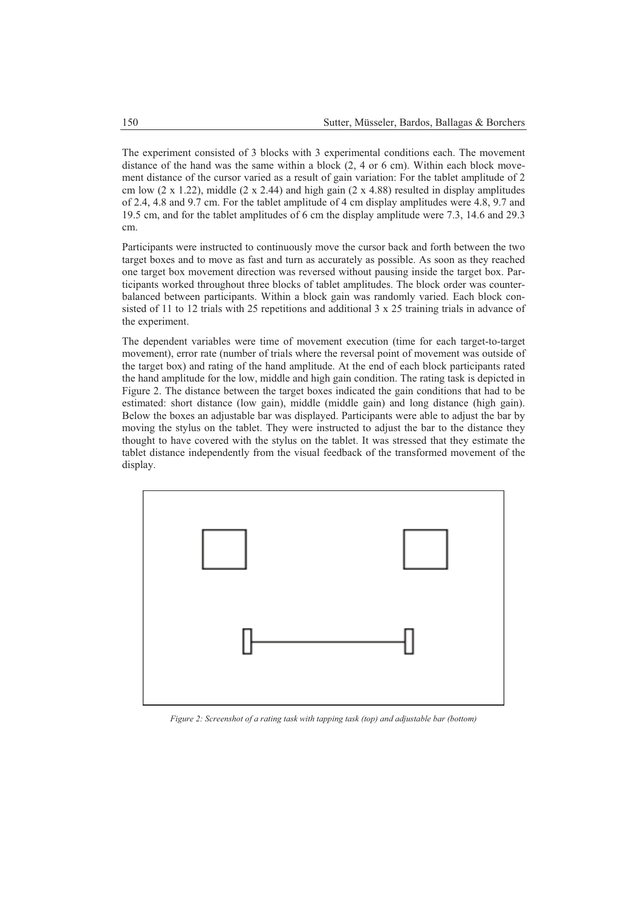The experiment consisted of 3 blocks with 3 experimental conditions each. The movement distance of the hand was the same within a block (2, 4 or 6 cm). Within each block movement distance of the cursor varied as a result of gain variation: For the tablet amplitude of 2 cm low (2 x 1.22), middle (2 x 2.44) and high gain (2 x 4.88) resulted in display amplitudes of 2.4, 4.8 and 9.7 cm. For the tablet amplitude of 4 cm display amplitudes were 4.8, 9.7 and 19.5 cm, and for the tablet amplitudes of 6 cm the display amplitude were 7.3, 14.6 and 29.3 cm.

Participants were instructed to continuously move the cursor back and forth between the two target boxes and to move as fast and turn as accurately as possible. As soon as they reached one target box movement direction was reversed without pausing inside the target box. Participants worked throughout three blocks of tablet amplitudes. The block order was counterbalanced between participants. Within a block gain was randomly varied. Each block consisted of 11 to 12 trials with 25 repetitions and additional 3 x 25 training trials in advance of the experiment.

The dependent variables were time of movement execution (time for each target-to-target movement), error rate (number of trials where the reversal point of movement was outside of the target box) and rating of the hand amplitude. At the end of each block participants rated the hand amplitude for the low, middle and high gain condition. The rating task is depicted in Figure 2. The distance between the target boxes indicated the gain conditions that had to be estimated: short distance (low gain), middle (middle gain) and long distance (high gain). Below the boxes an adjustable bar was displayed. Participants were able to adjust the bar by moving the stylus on the tablet. They were instructed to adjust the bar to the distance they thought to have covered with the stylus on the tablet. It was stressed that they estimate the tablet distance independently from the visual feedback of the transformed movement of the display.

*Figure 2: Screenshot of a rating task with tapping task (top) and adjustable bar (bottom)*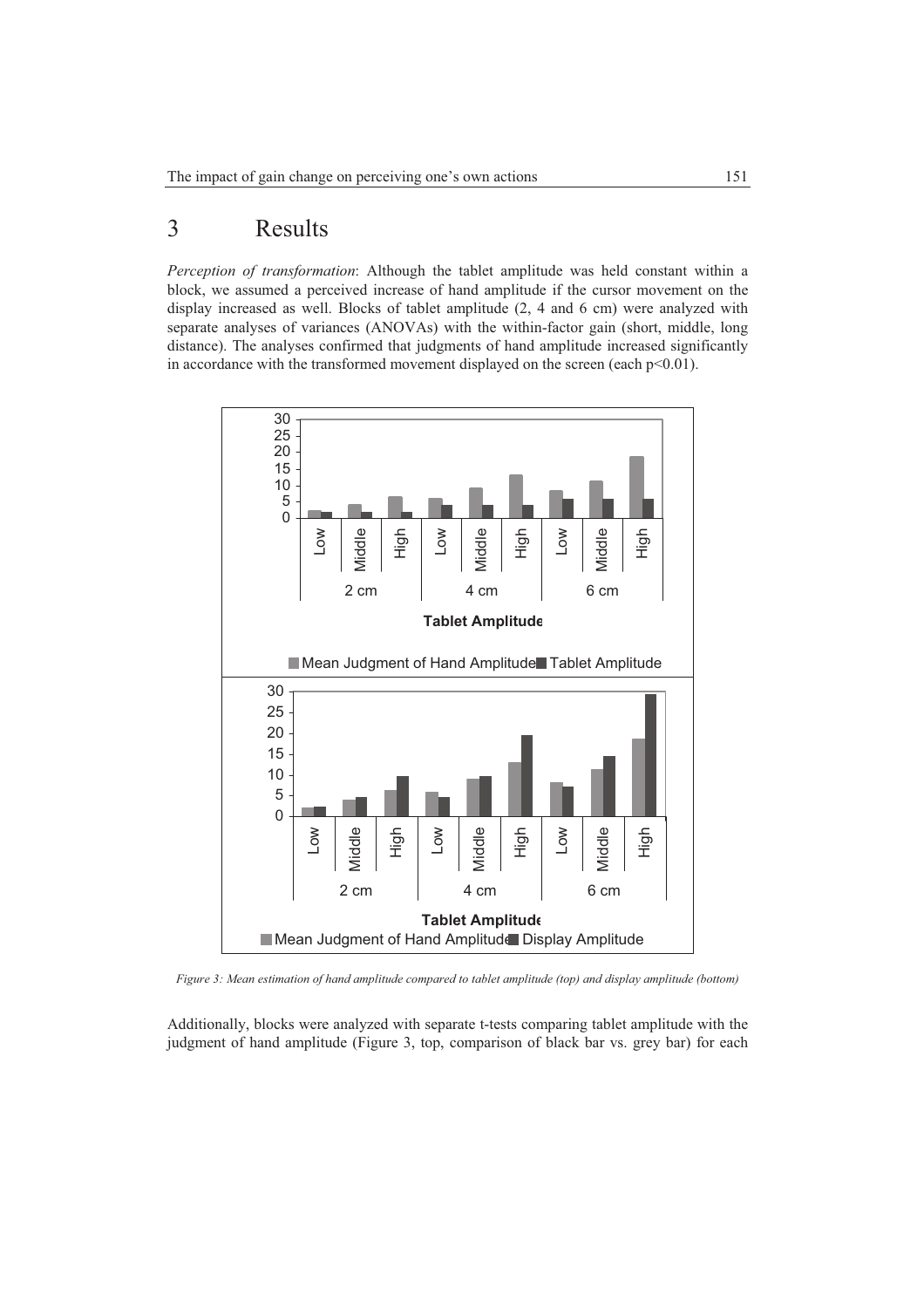# 3 Results

*Perception of transformation*: Although the tablet amplitude was held constant within a block, we assumed a perceived increase of hand amplitude if the cursor movement on the display increased as well. Blocks of tablet amplitude (2, 4 and 6 cm) were analyzed with separate analyses of variances (ANOVAs) with the within-factor gain (short, middle, long distance). The analyses confirmed that judgments of hand amplitude increased significantly in accordance with the transformed movement displayed on the screen (each $p<0.01$).

*Figure 3: Mean estimation of hand amplitude compared to tablet amplitude (top) and display amplitude (bottom)*

Additionally, blocks were analyzed with separate t-tests comparing tablet amplitude with the judgment of hand amplitude (Figure 3, top, comparison of black bar vs. grey bar) for each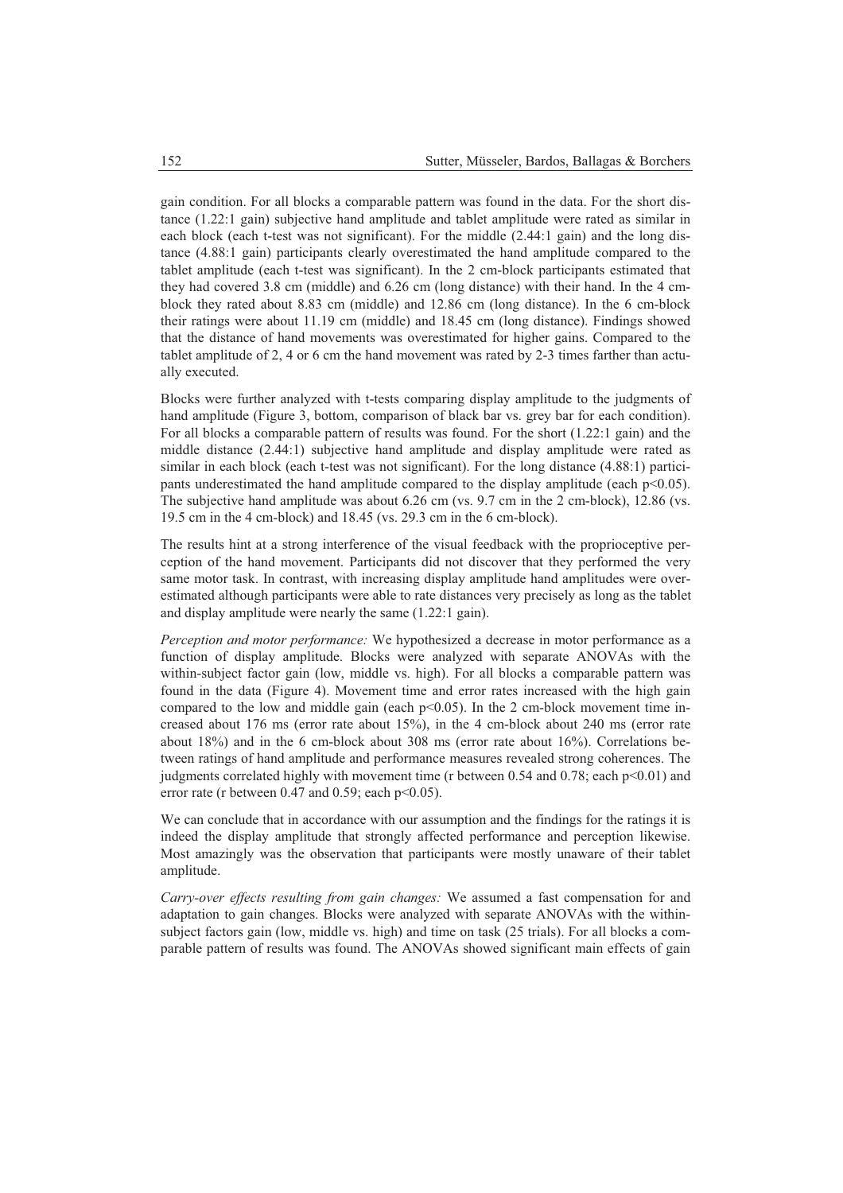gain condition. For all blocks a comparable pattern was found in the data. For the short distance (1.22:1 gain) subjective hand amplitude and tablet amplitude were rated as similar in each block (each t-test was not significant). For the middle (2.44:1 gain) and the long distance (4.88:1 gain) participants clearly overestimated the hand amplitude compared to the tablet amplitude (each t-test was significant). In the 2 cm-block participants estimated that they had covered 3.8 cm (middle) and 6.26 cm (long distance) with their hand. In the 4 cm-block they rated about 8.83 cm (middle) and 12.86 cm (long distance). In the 6 cm-block their ratings were about 11.19 cm (middle) and 18.45 cm (long distance). Findings showed that the distance of hand movements was overestimated for higher gains. Compared to the tablet amplitude of 2, 4 or 6 cm the hand movement was rated by 2-3 times farther than actually executed.

Blocks were further analyzed with t-tests comparing display amplitude to the judgments of hand amplitude (Figure 3, bottom, comparison of black bar vs. grey bar for each condition). For all blocks a comparable pattern of results was found. For the short (1.22:1 gain) and the middle distance (2.44:1) subjective hand amplitude and display amplitude were rated as similar in each block (each t-test was not significant). For the long distance (4.88:1) participants underestimated the hand amplitude compared to the display amplitude (each $p<0.05$). The subjective hand amplitude was about 6.26 cm (vs. 9.7 cm in the 2 cm-block), 12.86 (vs. 19.5 cm in the 4 cm-block) and 18.45 (vs. 29.3 cm in the 6 cm-block).

The results hint at a strong interference of the visual feedback with the proprioceptive perception of the hand movement. Participants did not discover that they performed the very same motor task. In contrast, with increasing display amplitude hand amplitudes were overestimated although participants were able to rate distances very precisely as long as the tablet and display amplitude were nearly the same (1.22:1 gain).

*Perception and motor performance:* We hypothesized a decrease in motor performance as a function of display amplitude. Blocks were analyzed with separate ANOVAs with the within-subject factor gain (low, middle vs. high). For all blocks a comparable pattern was found in the data (Figure 4). Movement time and error rates increased with the high gain compared to the low and middle gain (each $p<0.05$). In the 2 cm-block movement time increased about 176 ms (error rate about 15%), in the 4 cm-block about 240 ms (error rate about 18%) and in the 6 cm-block about 308 ms (error rate about 16%). Correlations between ratings of hand amplitude and performance measures revealed strong coherences. The judgments correlated highly with movement time ($r$ between 0.54 and 0.78; each $p<0.01$) and error rate ($r$ between 0.47 and 0.59; each $p<0.05$).

We can conclude that in accordance with our assumption and the findings for the ratings it is indeed the display amplitude that strongly affected performance and perception likewise. Most amazingly was the observation that participants were mostly unaware of their tablet amplitude.

*Carry-over effects resulting from gain changes:* We assumed a fast compensation for and adaptation to gain changes. Blocks were analyzed with separate ANOVAs with the within-subject factors gain (low, middle vs. high) and time on task (25 trials). For all blocks a comparable pattern of results was found. The ANOVAs showed significant main effects of gain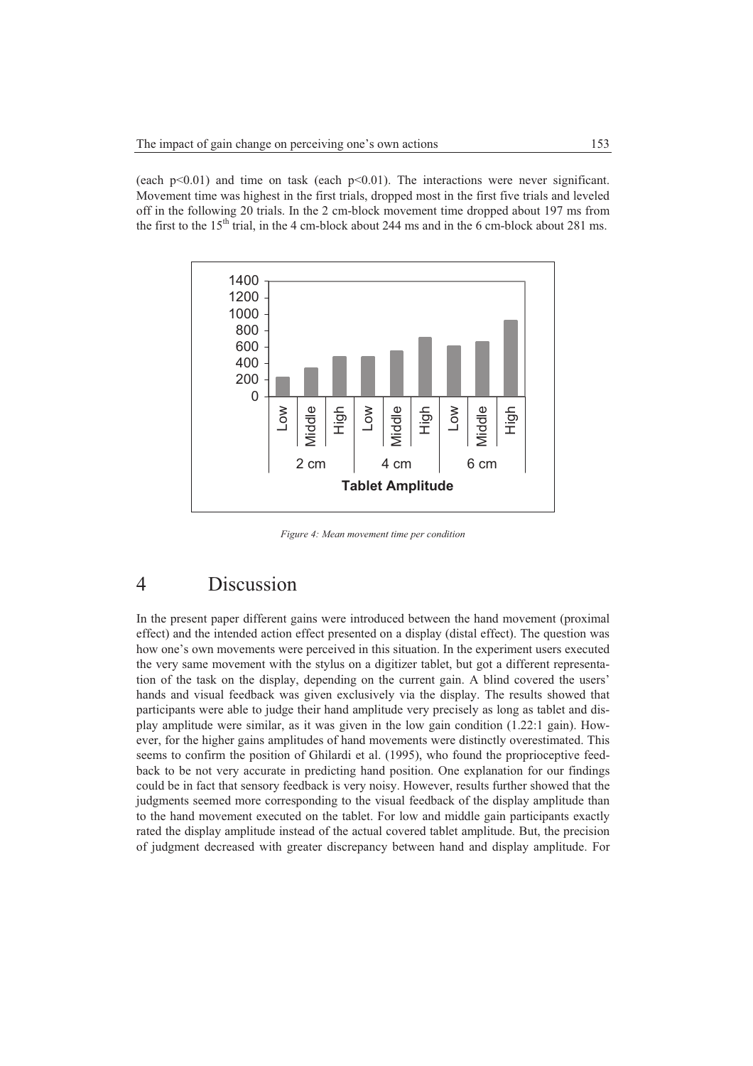(each $p<0.01$) and time on task (each $p<0.01$). The interactions were never significant. Movement time was highest in the first trials, dropped most in the first five trials and leveled off in the following 20 trials. In the 2 cm-block movement time dropped about 197 ms from the first to the 15[th] trial, in the 4 cm-block about 244 ms and in the 6 cm-block about 281 ms.

*Figure 4: Mean movement time per condition*

# 4 Discussion

In the present paper different gains were introduced between the hand movement (proximal effect) and the intended action effect presented on a display (distal effect). The question was how one's own movements were perceived in this situation. In the experiment users executed the very same movement with the stylus on a digitizer tablet, but got a different representation of the task on the display, depending on the current gain. A blind covered the users' hands and visual feedback was given exclusively via the display. The results showed that participants were able to judge their hand amplitude very precisely as long as tablet and display amplitude were similar, as it was given in the low gain condition (1.22:1 gain). However, for the higher gains amplitudes of hand movements were distinctly overestimated. This seems to confirm the position of Ghilardi et al. (1995), who found the proprioceptive feedback to be not very accurate in predicting hand position. One explanation for our findings could be in fact that sensory feedback is very noisy. However, results further showed that the judgments seemed more corresponding to the visual feedback of the display amplitude than to the hand movement executed on the tablet. For low and middle gain participants exactly rated the display amplitude instead of the actual covered tablet amplitude. But, the precision of judgment decreased with greater discrepancy between hand and display amplitude. For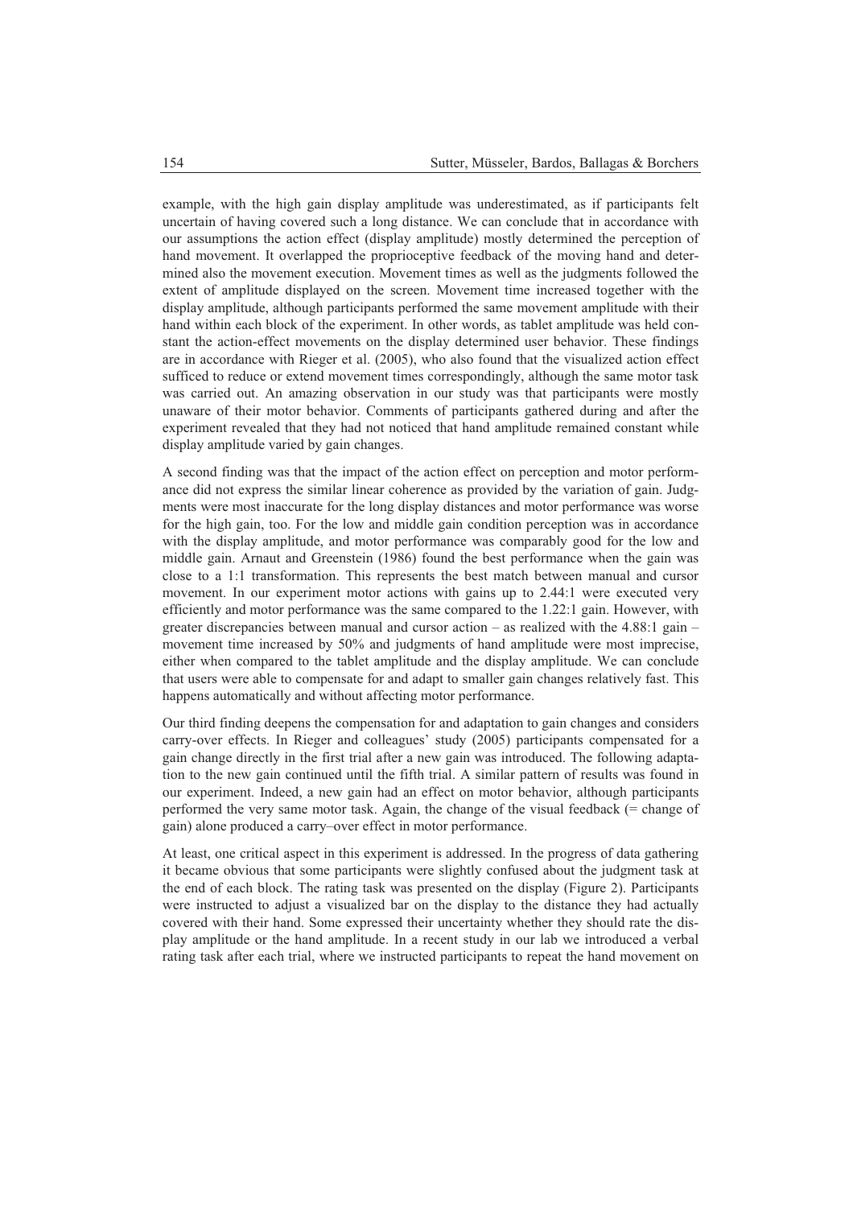example, with the high gain display amplitude was underestimated, as if participants felt uncertain of having covered such a long distance. We can conclude that in accordance with our assumptions the action effect (display amplitude) mostly determined the perception of hand movement. It overlapped the proprioceptive feedback of the moving hand and determined also the movement execution. Movement times as well as the judgments followed the extent of amplitude displayed on the screen. Movement time increased together with the display amplitude, although participants performed the same movement amplitude with their hand within each block of the experiment. In other words, as tablet amplitude was held constant the action-effect movements on the display determined user behavior. These findings are in accordance with Rieger et al. (2005), who also found that the visualized action effect sufficed to reduce or extend movement times correspondingly, although the same motor task was carried out. An amazing observation in our study was that participants were mostly unaware of their motor behavior. Comments of participants gathered during and after the experiment revealed that they had not noticed that hand amplitude remained constant while display amplitude varied by gain changes.

A second finding was that the impact of the action effect on perception and motor performance did not express the similar linear coherence as provided by the variation of gain. Judgments were most inaccurate for the long display distances and motor performance was worse for the high gain, too. For the low and middle gain condition perception was in accordance with the display amplitude, and motor performance was comparably good for the low and middle gain. Arnaut and Greenstein (1986) found the best performance when the gain was close to a 1:1 transformation. This represents the best match between manual and cursor movement. In our experiment motor actions with gains up to 2.44:1 were executed very efficiently and motor performance was the same compared to the 1.22:1 gain. However, with greater discrepancies between manual and cursor action – as realized with the 4.88:1 gain – movement time increased by 50% and judgments of hand amplitude were most imprecise, either when compared to the tablet amplitude and the display amplitude. We can conclude that users were able to compensate for and adapt to smaller gain changes relatively fast. This happens automatically and without affecting motor performance.

Our third finding deepens the compensation for and adaptation to gain changes and considers carry-over effects. In Rieger and colleagues' study (2005) participants compensated for a gain change directly in the first trial after a new gain was introduced. The following adaptation to the new gain continued until the fifth trial. A similar pattern of results was found in our experiment. Indeed, a new gain had an effect on motor behavior, although participants performed the very same motor task. Again, the change of the visual feedback (= change of gain) alone produced a carry–over effect in motor performance.

At least, one critical aspect in this experiment is addressed. In the progress of data gathering it became obvious that some participants were slightly confused about the judgment task at the end of each block. The rating task was presented on the display (Figure 2). Participants were instructed to adjust a visualized bar on the display to the distance they had actually covered with their hand. Some expressed their uncertainty whether they should rate the display amplitude or the hand amplitude. In a recent study in our lab we introduced a verbal rating task after each trial, where we instructed participants to repeat the hand movement on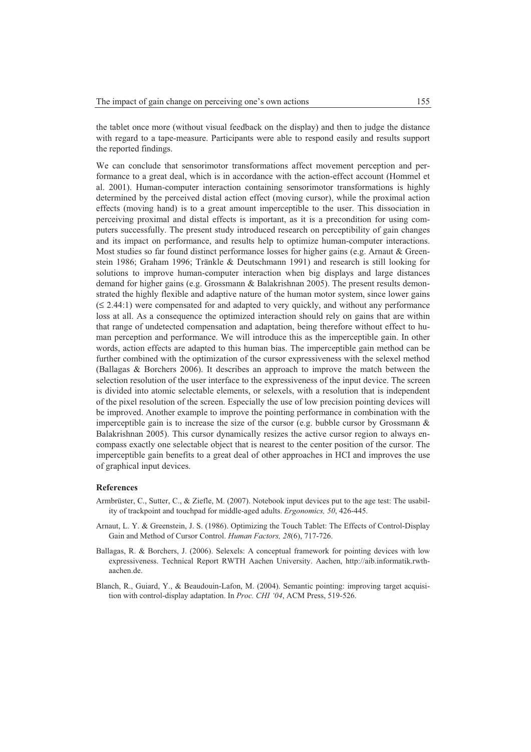the tablet once more (without visual feedback on the display) and then to judge the distance with regard to a tape-measure. Participants were able to respond easily and results support the reported findings.

We can conclude that sensorimotor transformations affect movement perception and performance to a great deal, which is in accordance with the action-effect account (Hommel et al. 2001). Human-computer interaction containing sensorimotor transformations is highly determined by the perceived distal action effect (moving cursor), while the proximal action effects (moving hand) is to a great amount imperceptible to the user. This dissociation in perceiving proximal and distal effects is important, as it is a precondition for using computers successfully. The present study introduced research on perceptibility of gain changes and its impact on performance, and results help to optimize human-computer interactions. Most studies so far found distinct performance losses for higher gains (e.g. Arnaut & Greenstein 1986; Graham 1996; Tränkle & Deutschmann 1991) and research is still looking for solutions to improve human-computer interaction when big displays and large distances demand for higher gains (e.g. Grossmann & Balakrishnan 2005). The present results demonstrated the highly flexible and adaptive nature of the human motor system, since lower gains ($\leq 2.44$:1) were compensated for and adapted to very quickly, and without any performance loss at all. As a consequence the optimized interaction should rely on gains that are within that range of undetected compensation and adaptation, being therefore without effect to human perception and performance. We will introduce this as the imperceptible gain. In other words, action effects are adapted to this human bias. The imperceptible gain method can be further combined with the optimization of the cursor expressiveness with the selexel method (Ballagas & Borchers 2006). It describes an approach to improve the match between the selection resolution of the user interface to the expressiveness of the input device. The screen is divided into atomic selectable elements, or selexels, with a resolution that is independent of the pixel resolution of the screen. Especially the use of low precision pointing devices will be improved. Another example to improve the pointing performance in combination with the imperceptible gain is to increase the size of the cursor (e.g. bubble cursor by Grossmann & Balakrishnan 2005). This cursor dynamically resizes the active cursor region to always encompass exactly one selectable object that is nearest to the center position of the cursor. The imperceptible gain benefits to a great deal of other approaches in HCI and improves the use of graphical input devices.

### References

Armbrüster, C., Sutter, C., & Ziefle, M. (2007). Notebook input devices put to the age test: The usability of trackpoint and touchpad for middle-aged adults. *Ergonomics, 50*, 426-445.

Arnaut, L. Y. & Greenstein, J. S. (1986). Optimizing the Touch Tablet: The Effects of Control-Display Gain and Method of Cursor Control. *Human Factors, 28*(6), 717-726.

Ballagas, R. & Borchers, J. (2006). Selexels: A conceptual framework for pointing devices with low expressiveness. Technical Report RWTH Aachen University. Aachen, http://aib.informatik.rwth-aachen.de.

Blanch, R., Guiard, Y., & Beaudouin-Lafon, M. (2004). Semantic pointing: improving target acquisition with control-display adaptation. In *Proc. CHI '04*, ACM Press, 519-526.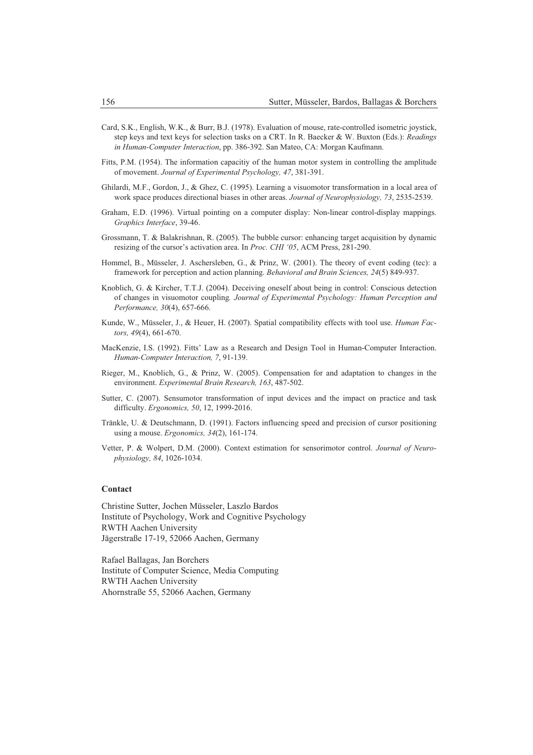Card, S.K., English, W.K., & Burr, B.J. (1978). Evaluation of mouse, rate-controlled isometric joystick, step keys and text keys for selection tasks on a CRT. In R. Baecker & W. Buxton (Eds.): *Readings in Human-Computer Interaction*, pp. 386-392. San Mateo, CA: Morgan Kaufmann.

Fitts, P.M. (1954). The information capacitiy of the human motor system in controlling the amplitude of movement. *Journal of Experimental Psychology, 47*, 381-391.

Ghilardi, M.F., Gordon, J., & Ghez, C. (1995). Learning a visuomotor transformation in a local area of work space produces directional biases in other areas. *Journal of Neurophysiology, 73*, 2535-2539.

Graham, E.D. (1996). Virtual pointing on a computer display: Non-linear control-display mappings. *Graphics Interface*, 39-46.

Grossmann, T. & Balakrishnan, R. (2005). The bubble cursor: enhancing target acquisition by dynamic resizing of the cursor's activation area. In *Proc. CHI '05*, ACM Press, 281-290.

Hommel, B., Müsseler, J. Aschersleben, G., & Prinz, W. (2001). The theory of event coding (tec): a framework for perception and action planning. *Behavioral and Brain Sciences, 24*(5) 849-937.

Knoblich, G. & Kircher, T.T.J. (2004). Deceiving oneself about being in control: Conscious detection of changes in visuomotor coupling*. Journal of Experimental Psychology: Human Perception and Performance, 30*(4), 657-666.

Kunde, W., Müsseler, J., & Heuer, H. (2007). Spatial compatibility effects with tool use. *Human Factors, 49*(4), 661-670.

MacKenzie, I.S. (1992). Fitts' Law as a Research and Design Tool in Human-Computer Interaction. *Human-Computer Interaction, 7*, 91-139.

Rieger, M., Knoblich, G., & Prinz, W. (2005). Compensation for and adaptation to changes in the environment. *Experimental Brain Research, 163*, 487-502.

Sutter, C. (2007). Sensumotor transformation of input devices and the impact on practice and task difficulty. *Ergonomics, 50*, 12, 1999-2016.

Tränkle, U. & Deutschmann, D. (1991). Factors influencing speed and precision of cursor positioning using a mouse. *Ergonomics, 34*(2), 161-174.

Vetter, P. & Wolpert, D.M. (2000). Context estimation for sensorimotor control. *Journal of Neurophysiology, 84*, 1026-1034.

### Contact

Christine Sutter, Jochen Müsseler, Laszlo Bardos
Institute of Psychology, Work and Cognitive Psychology
RWTH Aachen University
Jägerstraße 17-19, 52066 Aachen, Germany

Rafael Ballagas, Jan Borchers
Institute of Computer Science, Media Computing
RWTH Aachen University
Ahornstraße 55, 52066 Aachen, Germany